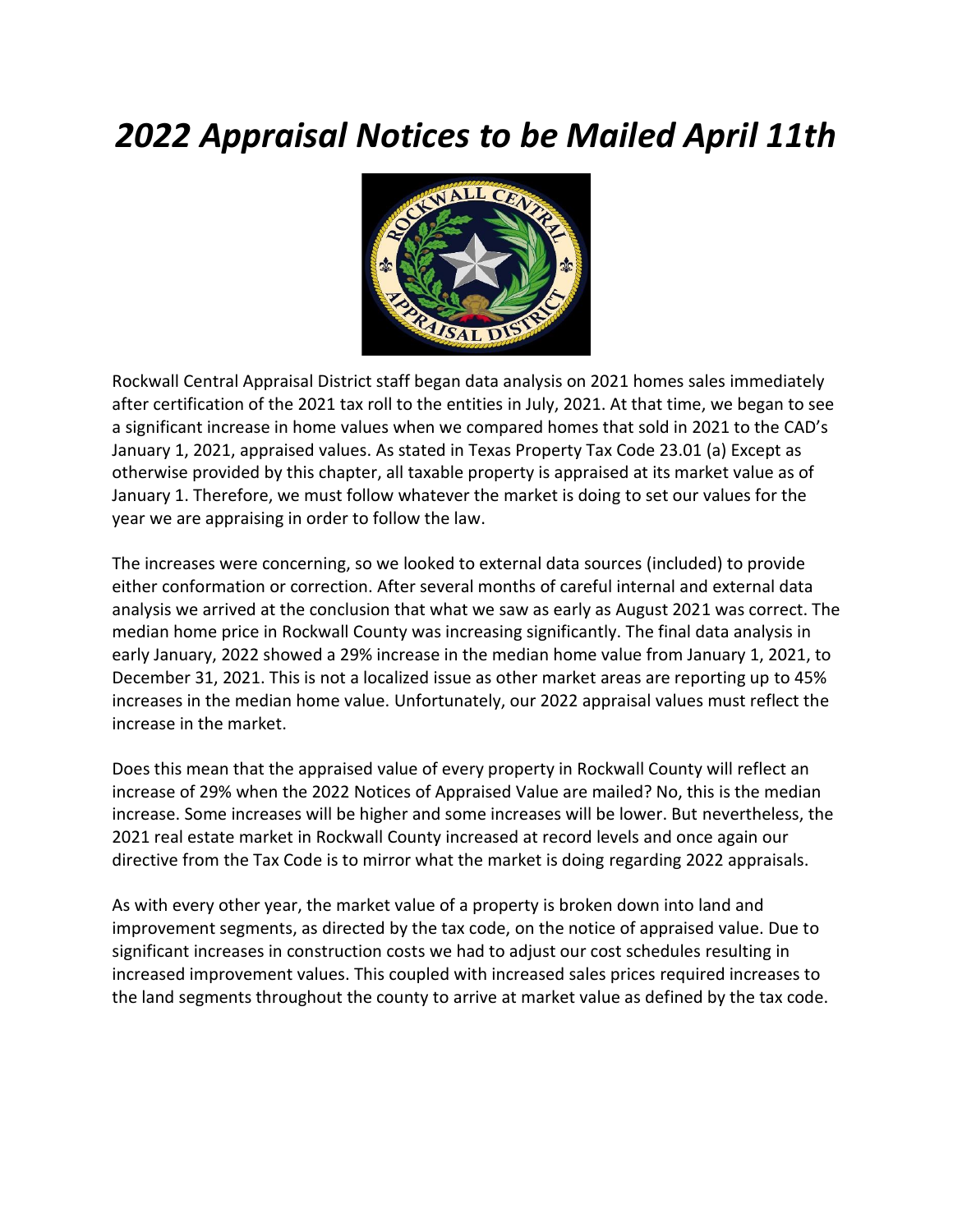# *2022 Appraisal Notices to be Mailed April 11th*

Rockwall Central Appraisal District staff began data analysis on 2021 homes sales immediately after certification of the 2021 tax roll to the entities in July, 2021. At that time, we began to see a significant increase in home values when we compared homes that sold in 2021 to the CAD's January 1, 2021, appraised values. As stated in Texas Property Tax Code 23.01 (a) Except as otherwise provided by this chapter, all taxable property is appraised at its market value as of January 1. Therefore, we must follow whatever the market is doing to set our values for the year we are appraising in order to follow the law.

The increases were concerning, so we looked to external data sources (included) to provide either conformation or correction. After several months of careful internal and external data analysis we arrived at the conclusion that what we saw as early as August 2021 was correct. The median home price in Rockwall County was increasing significantly. The final data analysis in early January, 2022 showed a 29% increase in the median home value from January 1, 2021, to December 31, 2021. This is not a localized issue as other market areas are reporting up to 45% increases in the median home value. Unfortunately, our 2022 appraisal values must reflect the increase in the market.

Does this mean that the appraised value of every property in Rockwall County will reflect an increase of 29% when the 2022 Notices of Appraised Value are mailed? No, this is the median increase. Some increases will be higher and some increases will be lower. But nevertheless, the 2021 real estate market in Rockwall County increased at record levels and once again our directive from the Tax Code is to mirror what the market is doing regarding 2022 appraisals.

As with every other year, the market value of a property is broken down into land and improvement segments, as directed by the tax code, on the notice of appraised value. Due to significant increases in construction costs we had to adjust our cost schedules resulting in increased improvement values. This coupled with increased sales prices required increases to the land segments throughout the county to arrive at market value as defined by the tax code.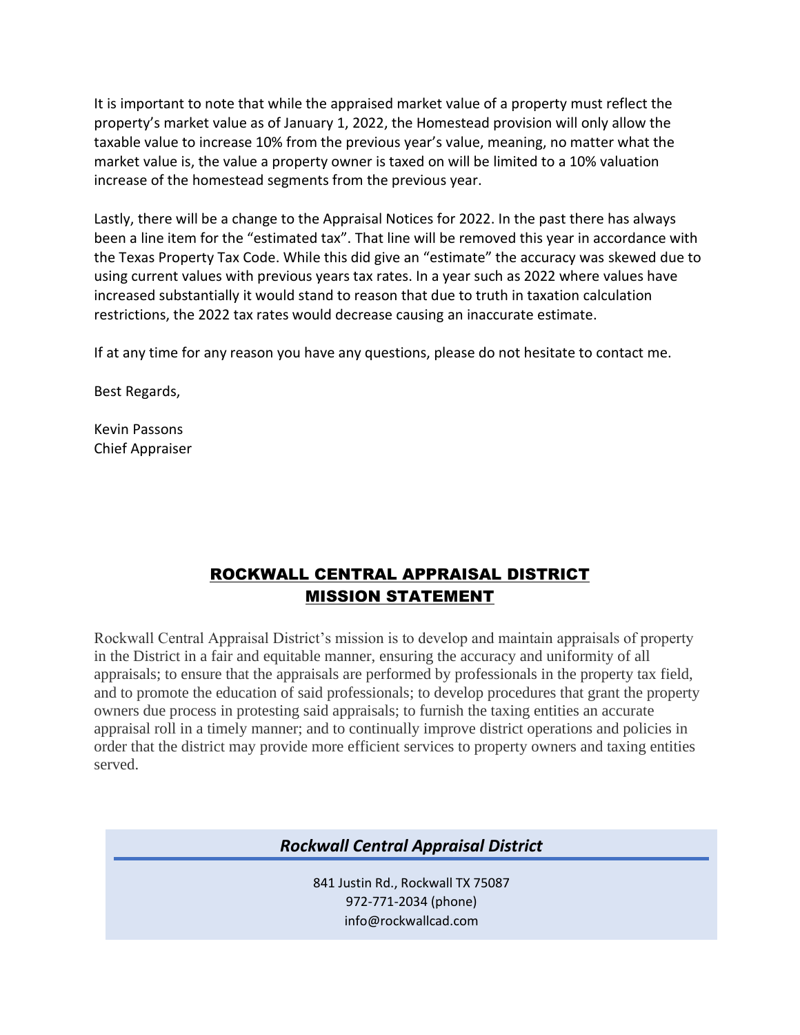It is important to note that while the appraised market value of a property must reflect the property's market value as of January 1, 2022, the Homestead provision will only allow the taxable value to increase 10% from the previous year's value, meaning, no matter what the market value is, the value a property owner is taxed on will be limited to a 10% valuation increase of the homestead segments from the previous year.

Lastly, there will be a change to the Appraisal Notices for 2022. In the past there has always been a line item for the "estimated tax". That line will be removed this year in accordance with the Texas Property Tax Code. While this did give an "estimate" the accuracy was skewed due to using current values with previous years tax rates. In a year such as 2022 where values have increased substantially it would stand to reason that due to truth in taxation calculation restrictions, the 2022 tax rates would decrease causing an inaccurate estimate.

If at any time for any reason you have any questions, please do not hesitate to contact me.

Best Regards,

Kevin Passons
Chief Appraiser

## ROCKWALL CENTRAL APPRAISAL DISTRICT MISSION STATEMENT

Rockwall Central Appraisal District's mission is to develop and maintain appraisals of property in the District in a fair and equitable manner, ensuring the accuracy and uniformity of all appraisals; to ensure that the appraisals are performed by professionals in the property tax field, and to promote the education of said professionals; to develop procedures that grant the property owners due process in protesting said appraisals; to furnish the taxing entities an accurate appraisal roll in a timely manner; and to continually improve district operations and policies in order that the district may provide more efficient services to property owners and taxing entities served.

***Rockwall Central Appraisal District***

841 Justin Rd., Rockwall TX 75087
972-771-2034 (phone)
info@rockwallcad.com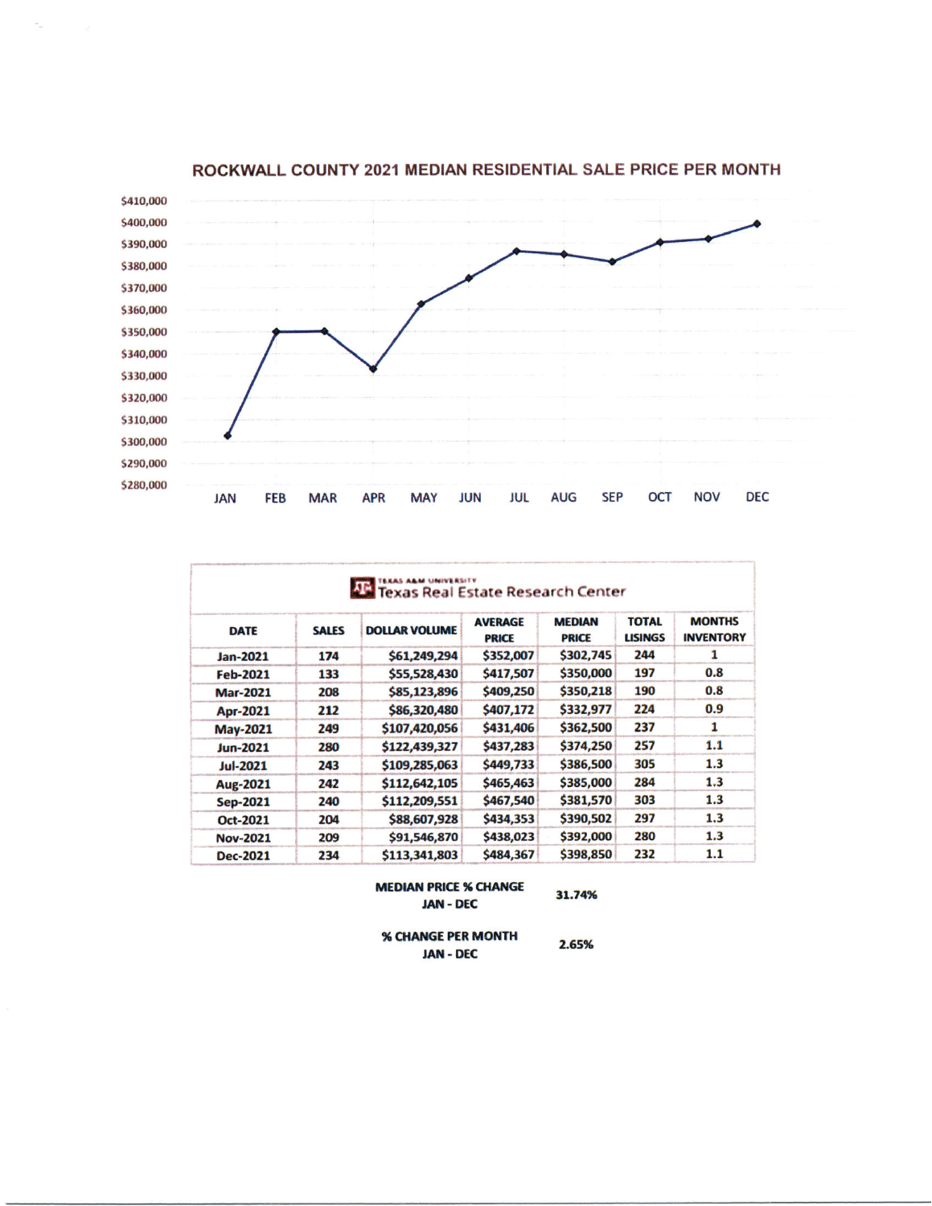## ROCKWALL COUNTY 2021 MEDIAN RESIDENTIAL SALE PRICE PER MONTH

$410,000
$400,000
$390,000
$380,000
$370,000
$360,000
$350,000
$340,000
$330,000
$320,000
$310,000
$300,000
$290,000
$280,000

JAN FEB MAR APR MAY JUN JUL AUG SEP OCT NOV DEC

TEXAS A&M UNIVERSITY
Texas Real Estate Research Center

| DATE | SALES | DOLLAR VOLUME | AVERAGE PRICE | MEDIAN PRICE | TOTAL LISINGS | MONTHS INVENTORY |
|---|---|---|---|---|---|---|
| Jan-2021 | 174 | $61,249,294 | $352,007 | $302,745 | 244 | 1 |
| Feb-2021 | 133 | $55,528,430 | $417,507 | $350,000 | 197 | 0.8 |
| Mar-2021 | 208 | $85,123,896 | $409,250 | $350,218 | 190 | 0.8 |
| Apr-2021 | 212 | $86,320,480 | $407,172 | $332,977 | 224 | 0.9 |
| May-2021 | 249 | $107,420,056 | $431,406 | $362,500 | 237 | 1 |
| Jun-2021 | 280 | $122,439,327 | $437,283 | $374,250 | 257 | 1.1 |
| Jul-2021 | 243 | $109,285,063 | $449,733 | $386,500 | 305 | 1.3 |
| Aug-2021 | 242 | $112,642,105 | $465,463 | $385,000 | 284 | 1.3 |
| Sep-2021 | 240 | $112,209,551 | $467,540 | $381,570 | 303 | 1.3 |
| Oct-2021 | 204 | $88,607,928 | $434,353 | $390,502 | 297 | 1.3 |
| Nov-2021 | 209 | $91,546,870 | $438,023 | $392,000 | 280 | 1.3 |
| Dec-2021 | 234 | $113,341,803 | $484,367 | $398,850 | 232 | 1.1 |

| | |
|---|---|
| **MEDIAN PRICE % CHANGE JAN - DEC** | **31.74%** |
| **% CHANGE PER MONTH JAN - DEC** | **2.65%** |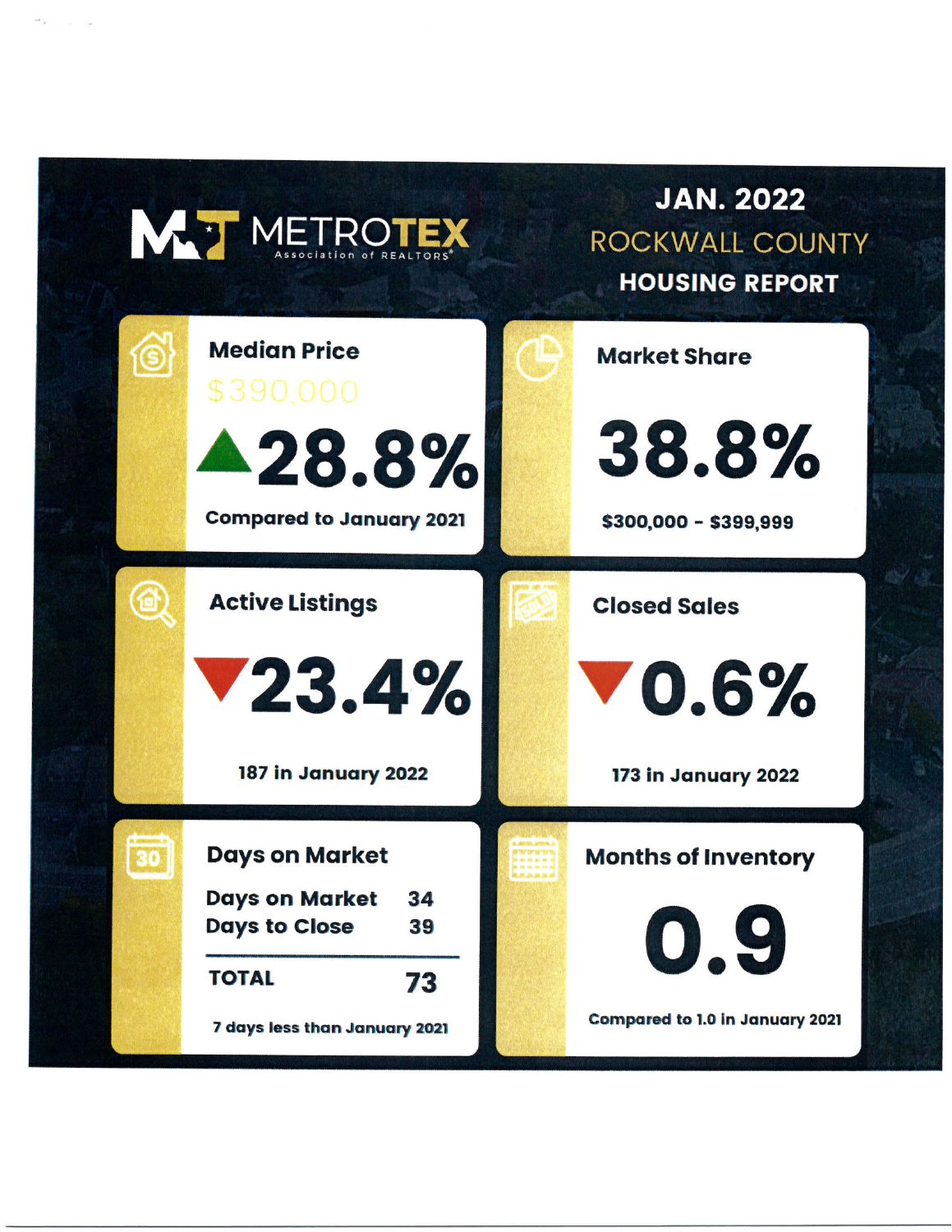METROTEX Association of REALTORS®

# JAN. 2022 ROCKWALL COUNTY HOUSING REPORT

## Median Price

$390,000

▲28.8%

Compared to January 2021

## Market Share

38.8%

$300,000 - $399,999

## Active Listings

▼23.4%

187 in January 2022

## Closed Sales

▼0.6%

173 in January 2022

## Days on Market

| | |
|---|---|
| Days on Market | 34 |
| Days to Close | 39 |
| **TOTAL** | **73** |

7 days less than January 2021

## Months of Inventory

0.9

Compared to 1.0 in January 2021